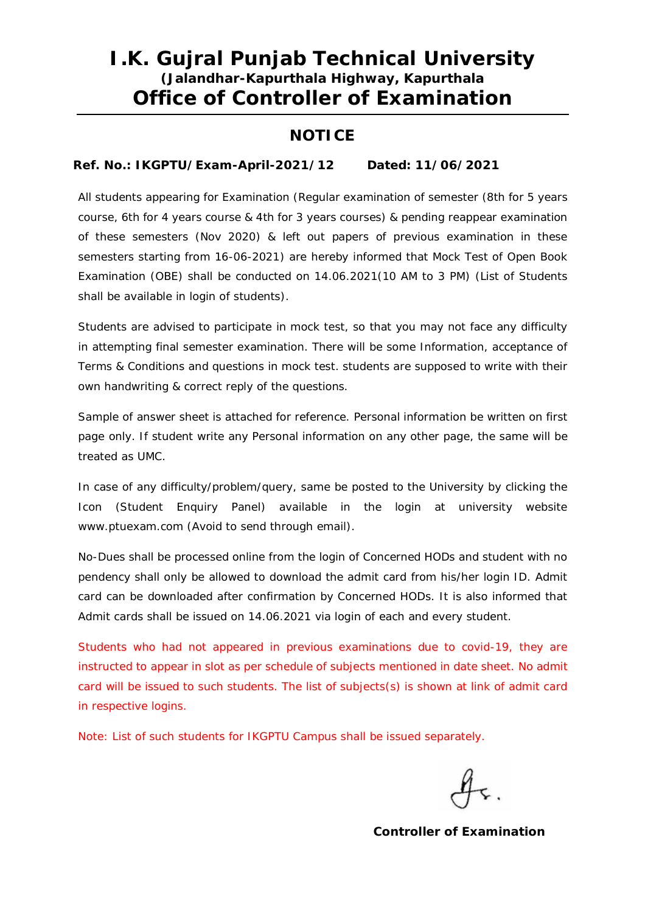# I.K. Gujral Punjab Technical University

**(Jalandhar-Kapurthala Highway, Kapurthala**

## Office of Controller of Examination

## NOTICE

**Ref. No.: IKGPTU/Exam-April-2021/12 Dated: 11/06/2021**

All students appearing for Examination (Regular examination of semester (8th for 5 years course, 6th for 4 years course & 4th for 3 years courses) & pending reappear examination of these semesters (Nov 2020) & left out papers of previous examination in these semesters starting from 16-06-2021) are hereby informed that Mock Test of Open Book Examination (OBE) shall be conducted on 14.06.2021(10 AM to 3 PM) (List of Students shall be available in login of students).

Students are advised to participate in mock test, so that you may not face any difficulty in attempting final semester examination. There will be some Information, acceptance of Terms & Conditions and questions in mock test. students are supposed to write with their own handwriting & correct reply of the questions.

Sample of answer sheet is attached for reference. Personal information be written on first page only. If student write any Personal information on any other page, the same will be treated as UMC.

In case of any difficulty/problem/query, same be posted to the University by clicking the Icon (Student Enquiry Panel) available in the login at university website www.ptuexam.com (Avoid to send through email).

No-Dues shall be processed online from the login of Concerned HODs and student with no pendency shall only be allowed to download the admit card from his/her login ID. Admit card can be downloaded after confirmation by Concerned HODs. It is also informed that Admit cards shall be issued on 14.06.2021 via login of each and every student.

Students who had not appeared in previous examinations due to covid-19, they are instructed to appear in slot as per schedule of subjects mentioned in date sheet. No admit card will be issued to such students. The list of subjects(s) is shown at link of admit card in respective logins.

Note: List of such students for IKGPTU Campus shall be issued separately.

**Controller of Examination**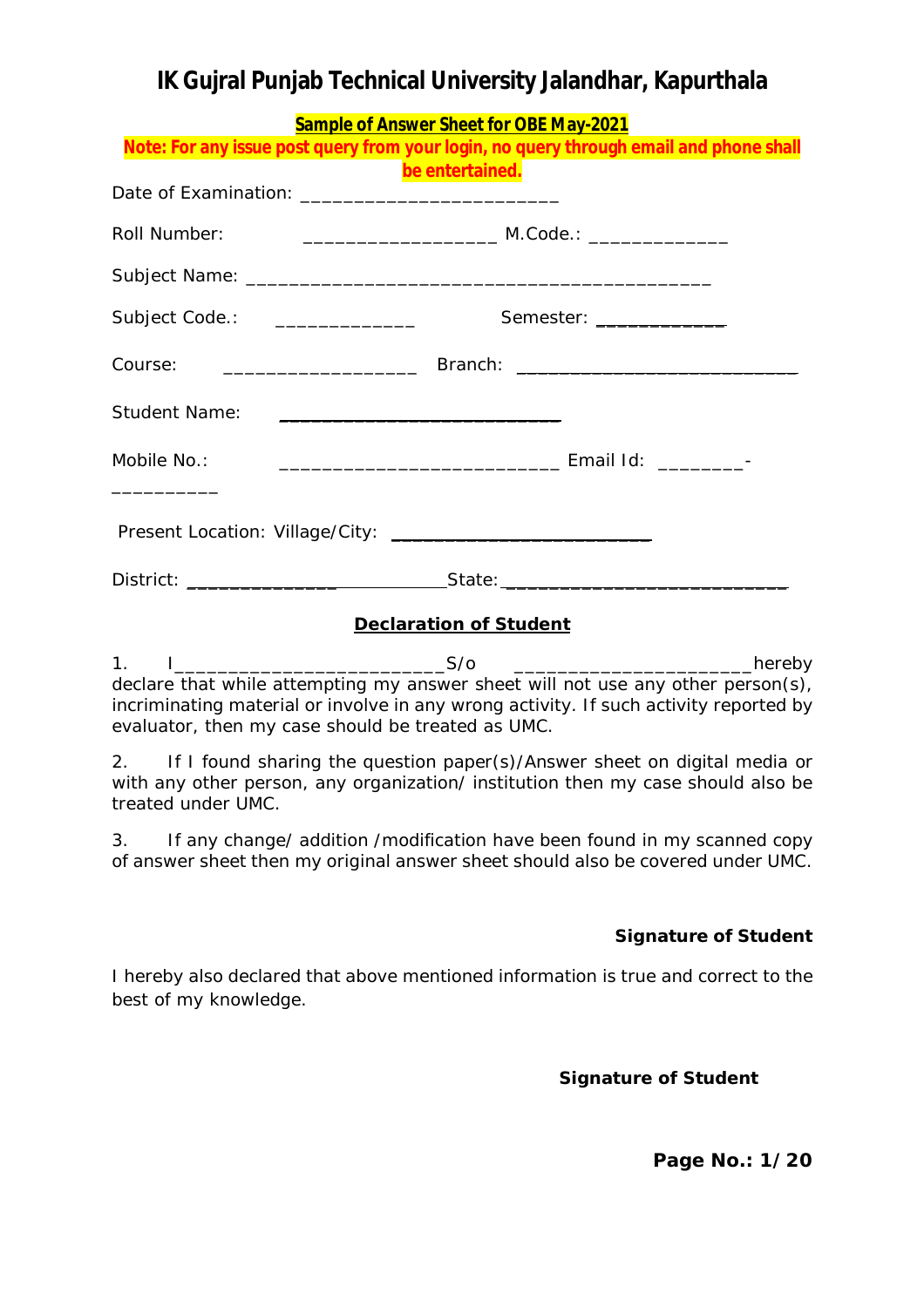# IK Gujral Punjab Technical University Jalandhar, Kapurthala

**Sample of Answer Sheet for OBE May-2021**

**Note: For any issue post query from your login, no query through email and phone shall be entertained.**

Date of Examination: ________________________

Roll Number: __________________ M.Code.: _____________

Subject Name: ___________________________________________

Subject Code.: _____________ Semester: ____________

Course: __________________ Branch: __________________________

Student Name: __________________________

Mobile No.: __________________________ Email Id: ________-__________

Present Location: Village/City: ________________________

District: ___________________________State:__________________________

**Declaration of Student**

1. I________________________S/o _____________________hereby declare that while attempting my answer sheet will not use any other person(s), incriminating material or involve in any wrong activity. If such activity reported by evaluator, then my case should be treated as UMC.

2. If I found sharing the question paper(s)/Answer sheet on digital media or with any other person, any organization/ institution then my case should also be treated under UMC.

3. If any change/ addition /modification have been found in my scanned copy of answer sheet then my original answer sheet should also be covered under UMC.

**Signature of Student**

I hereby also declared that above mentioned information is true and correct to the best of my knowledge.

**Signature of Student**